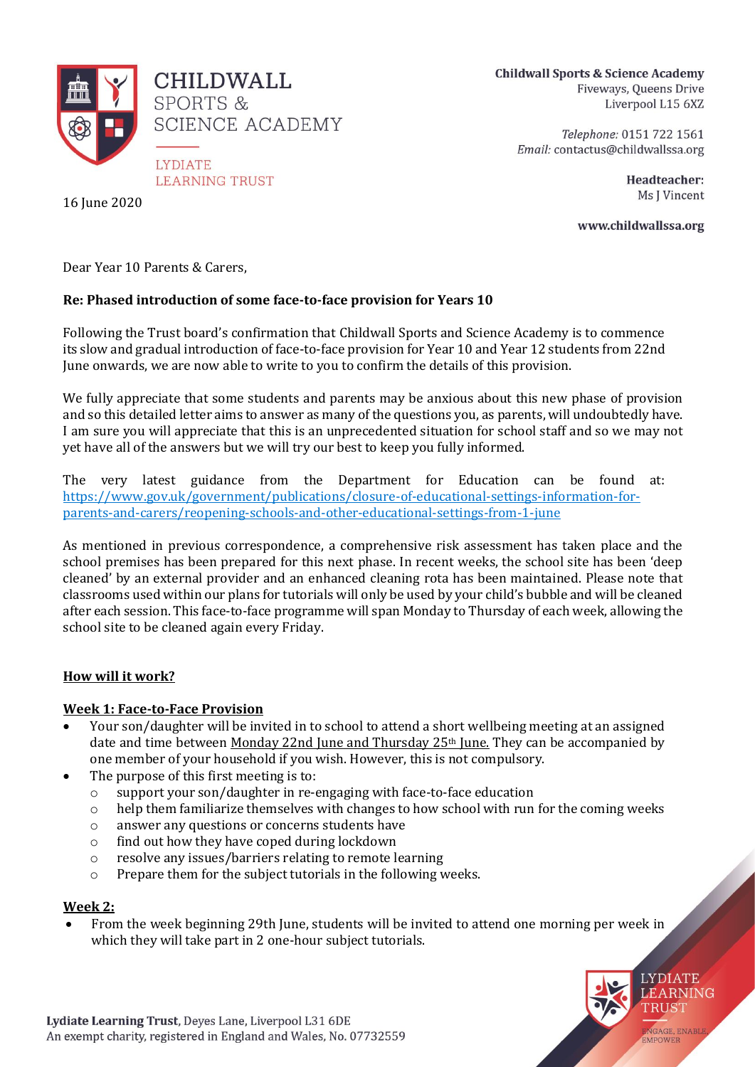# CHILDWALL SPORTS & SCIENCE ACADEMY

LYDIATE LEARNING TRUST

**Childwall Sports & Science Academy**
Fiveways, Queens Drive
Liverpool L15 6XZ

*Telephone:* 0151 722 1561
*Email:* contactus@childwallssa.org

**Headteacher:**
Ms J Vincent

**www.childwallssa.org**

16 June 2020

Dear Year 10 Parents & Carers,

**Re: Phased introduction of some face-to-face provision for Years 10**

Following the Trust board's confirmation that Childwall Sports and Science Academy is to commence its slow and gradual introduction of face-to-face provision for Year 10 and Year 12 students from 22nd June onwards, we are now able to write to you to confirm the details of this provision.

We fully appreciate that some students and parents may be anxious about this new phase of provision and so this detailed letter aims to answer as many of the questions you, as parents, will undoubtedly have. I am sure you will appreciate that this is an unprecedented situation for school staff and so we may not yet have all of the answers but we will try our best to keep you fully informed.

The very latest guidance from the Department for Education can be found at: https://www.gov.uk/government/publications/closure-of-educational-settings-information-for-parents-and-carers/reopening-schools-and-other-educational-settings-from-1-june

As mentioned in previous correspondence, a comprehensive risk assessment has taken place and the school premises has been prepared for this next phase. In recent weeks, the school site has been 'deep cleaned' by an external provider and an enhanced cleaning rota has been maintained. Please note that classrooms used within our plans for tutorials will only be used by your child's bubble and will be cleaned after each session. This face-to-face programme will span Monday to Thursday of each week, allowing the school site to be cleaned again every Friday.

**<u>How will it work?</u>**

**<u>Week 1: Face-to-Face Provision</u>**

- Your son/daughter will be invited in to school to attend a short wellbeing meeting at an assigned date and time between <u>Monday 22nd June and Thursday 25th June.</u> They can be accompanied by one member of your household if you wish. However, this is not compulsory.
- The purpose of this first meeting is to:
  - support your son/daughter in re-engaging with face-to-face education
  - help them familiarize themselves with changes to how school with run for the coming weeks
  - answer any questions or concerns students have
  - find out how they have coped during lockdown
  - resolve any issues/barriers relating to remote learning
  - Prepare them for the subject tutorials in the following weeks.

**<u>Week 2:</u>**

- From the week beginning 29th June, students will be invited to attend one morning per week in which they will take part in 2 one-hour subject tutorials.

**Lydiate Learning Trust**, Deyes Lane, Liverpool L31 6DE
An exempt charity, registered in England and Wales, No. 07732559

LYDIATE LEARNING TRUST
ENGAGE, ENABLE, EMPOWER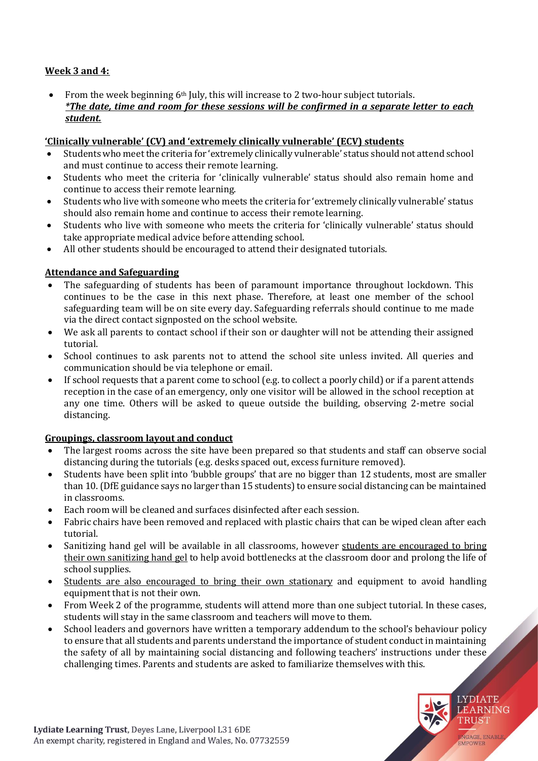**Week 3 and 4:**

- From the week beginning 6th July, this will increase to 2 two-hour subject tutorials.
  ***The date, time and room for these sessions will be confirmed in a separate letter to each student.***

**'Clinically vulnerable' (CV) and 'extremely clinically vulnerable' (ECV) students**

- Students who meet the criteria for 'extremely clinically vulnerable' status should not attend school and must continue to access their remote learning.
- Students who meet the criteria for 'clinically vulnerable' status should also remain home and continue to access their remote learning.
- Students who live with someone who meets the criteria for 'extremely clinically vulnerable' status should also remain home and continue to access their remote learning.
- Students who live with someone who meets the criteria for 'clinically vulnerable' status should take appropriate medical advice before attending school.
- All other students should be encouraged to attend their designated tutorials.

**Attendance and Safeguarding**

- The safeguarding of students has been of paramount importance throughout lockdown. This continues to be the case in this next phase. Therefore, at least one member of the school safeguarding team will be on site every day. Safeguarding referrals should continue to me made via the direct contact signposted on the school website.
- We ask all parents to contact school if their son or daughter will not be attending their assigned tutorial.
- School continues to ask parents not to attend the school site unless invited. All queries and communication should be via telephone or email.
- If school requests that a parent come to school (e.g. to collect a poorly child) or if a parent attends reception in the case of an emergency, only one visitor will be allowed in the school reception at any one time. Others will be asked to queue outside the building, observing 2-metre social distancing.

**Groupings, classroom layout and conduct**

- The largest rooms across the site have been prepared so that students and staff can observe social distancing during the tutorials (e.g. desks spaced out, excess furniture removed).
- Students have been split into 'bubble groups' that are no bigger than 12 students, most are smaller than 10. (DfE guidance says no larger than 15 students) to ensure social distancing can be maintained in classrooms.
- Each room will be cleaned and surfaces disinfected after each session.
- Fabric chairs have been removed and replaced with plastic chairs that can be wiped clean after each tutorial.
- Sanitizing hand gel will be available in all classrooms, however students are encouraged to bring their own sanitizing hand gel to help avoid bottlenecks at the classroom door and prolong the life of school supplies.
- Students are also encouraged to bring their own stationary and equipment to avoid handling equipment that is not their own.
- From Week 2 of the programme, students will attend more than one subject tutorial. In these cases, students will stay in the same classroom and teachers will move to them.
- School leaders and governors have written a temporary addendum to the school's behaviour policy to ensure that all students and parents understand the importance of student conduct in maintaining the safety of all by maintaining social distancing and following teachers' instructions under these challenging times. Parents and students are asked to familiarize themselves with this.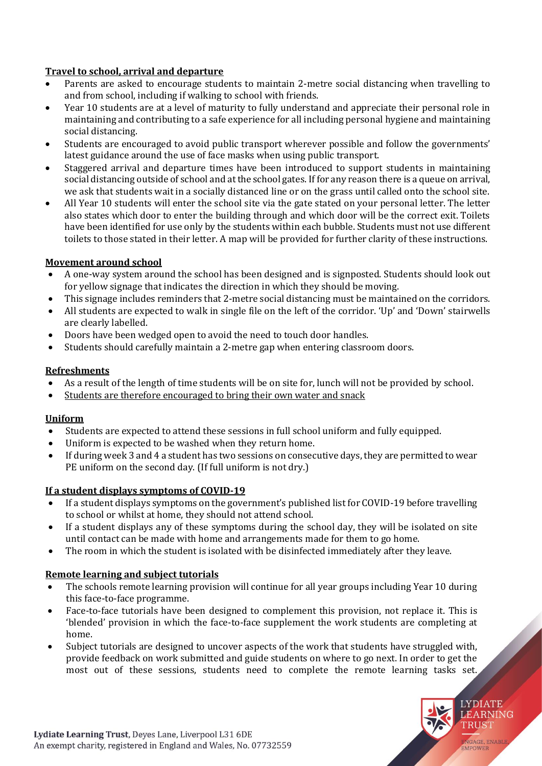**Travel to school, arrival and departure**

- Parents are asked to encourage students to maintain 2-metre social distancing when travelling to and from school, including if walking to school with friends.
- Year 10 students are at a level of maturity to fully understand and appreciate their personal role in maintaining and contributing to a safe experience for all including personal hygiene and maintaining social distancing.
- Students are encouraged to avoid public transport wherever possible and follow the governments' latest guidance around the use of face masks when using public transport.
- Staggered arrival and departure times have been introduced to support students in maintaining social distancing outside of school and at the school gates. If for any reason there is a queue on arrival, we ask that students wait in a socially distanced line or on the grass until called onto the school site.
- All Year 10 students will enter the school site via the gate stated on your personal letter. The letter also states which door to enter the building through and which door will be the correct exit. Toilets have been identified for use only by the students within each bubble. Students must not use different toilets to those stated in their letter. A map will be provided for further clarity of these instructions.

**Movement around school**

- A one-way system around the school has been designed and is signposted. Students should look out for yellow signage that indicates the direction in which they should be moving.
- This signage includes reminders that 2-metre social distancing must be maintained on the corridors.
- All students are expected to walk in single file on the left of the corridor. 'Up' and 'Down' stairwells are clearly labelled.
- Doors have been wedged open to avoid the need to touch door handles.
- Students should carefully maintain a 2-metre gap when entering classroom doors.

**Refreshments**

- As a result of the length of time students will be on site for, lunch will not be provided by school.
- Students are therefore encouraged to bring their own water and snack

**Uniform**

- Students are expected to attend these sessions in full school uniform and fully equipped.
- Uniform is expected to be washed when they return home.
- If during week 3 and 4 a student has two sessions on consecutive days, they are permitted to wear PE uniform on the second day. (If full uniform is not dry.)

**If a student displays symptoms of COVID-19**

- If a student displays symptoms on the government's published list for COVID-19 before travelling to school or whilst at home, they should not attend school.
- If a student displays any of these symptoms during the school day, they will be isolated on site until contact can be made with home and arrangements made for them to go home.
- The room in which the student is isolated with be disinfected immediately after they leave.

**Remote learning and subject tutorials**

- The schools remote learning provision will continue for all year groups including Year 10 during this face-to-face programme.
- Face-to-face tutorials have been designed to complement this provision, not replace it. This is 'blended' provision in which the face-to-face supplement the work students are completing at home.
- Subject tutorials are designed to uncover aspects of the work that students have struggled with, provide feedback on work submitted and guide students on where to go next. In order to get the most out of these sessions, students need to complete the remote learning tasks set.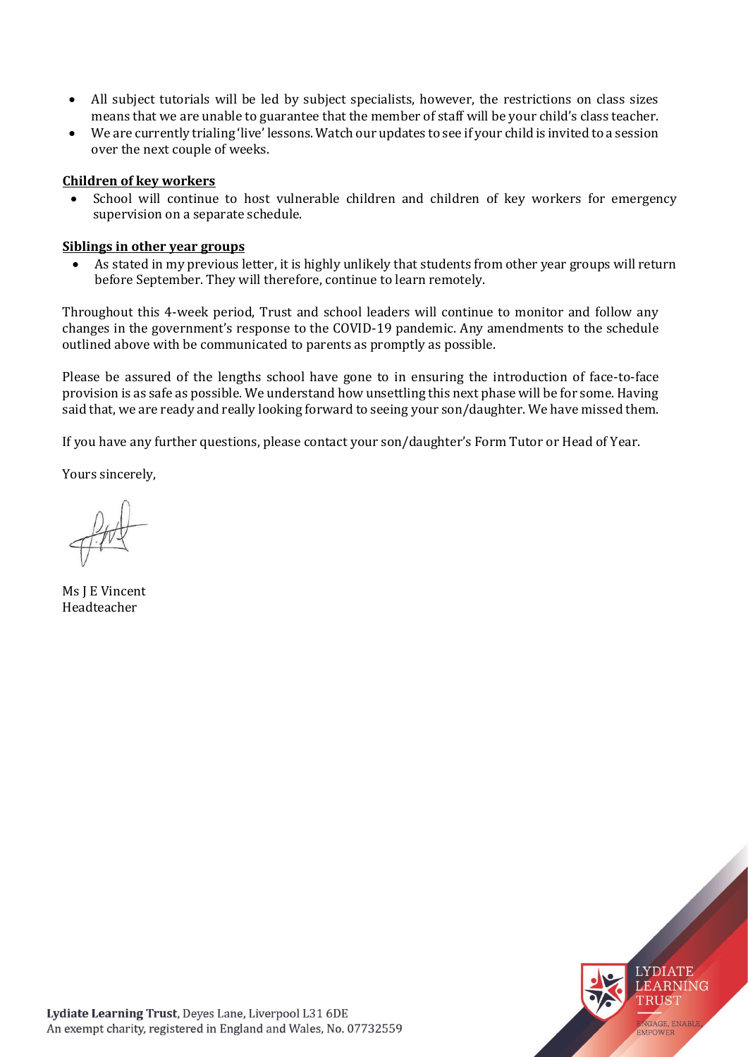- All subject tutorials will be led by subject specialists, however, the restrictions on class sizes means that we are unable to guarantee that the member of staff will be your child's class teacher.
- We are currently trialing 'live' lessons. Watch our updates to see if your child is invited to a session over the next couple of weeks.

**Children of key workers**

- School will continue to host vulnerable children and children of key workers for emergency supervision on a separate schedule.

**Siblings in other year groups**

- As stated in my previous letter, it is highly unlikely that students from other year groups will return before September. They will therefore, continue to learn remotely.

Throughout this 4-week period, Trust and school leaders will continue to monitor and follow any changes in the government's response to the COVID-19 pandemic. Any amendments to the schedule outlined above with be communicated to parents as promptly as possible.

Please be assured of the lengths school have gone to in ensuring the introduction of face-to-face provision is as safe as possible. We understand how unsettling this next phase will be for some. Having said that, we are ready and really looking forward to seeing your son/daughter. We have missed them.

If you have any further questions, please contact your son/daughter's Form Tutor or Head of Year.

Yours sincerely,

Ms J E Vincent
Headteacher